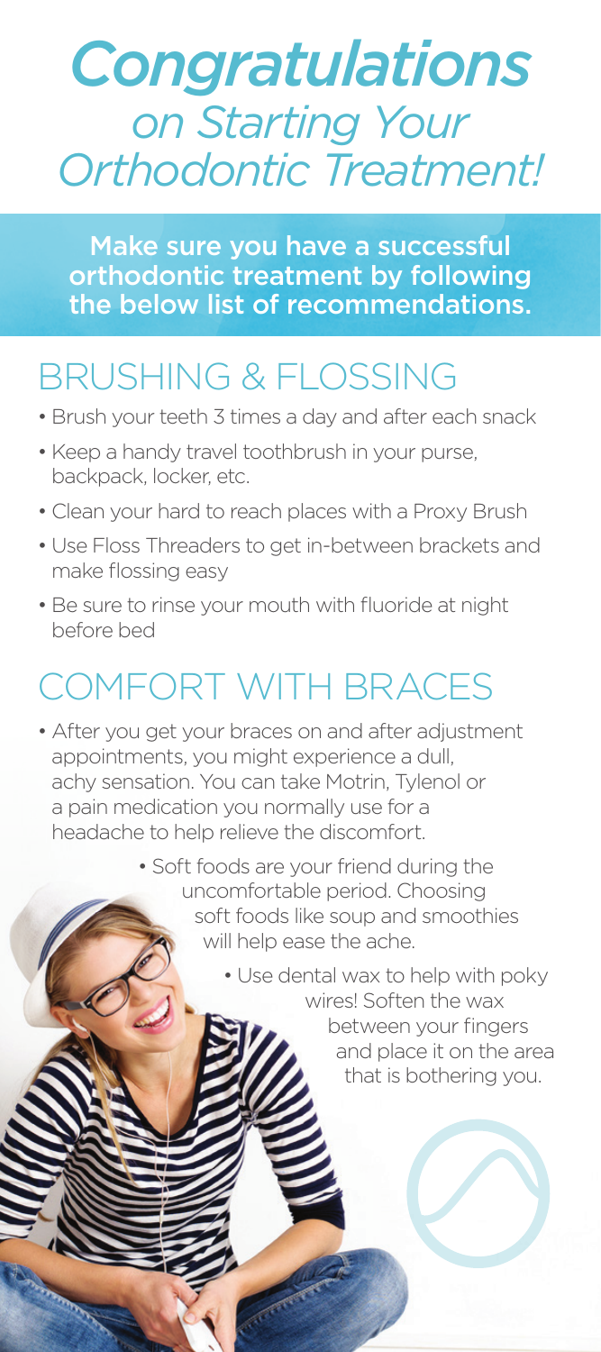# *Congratulations* *on Starting Your Orthodontic Treatment!*

**Make sure you have a successful orthodontic treatment by following the below list of recommendations.**

## BRUSHING & FLOSSING

- Brush your teeth 3 times a day and after each snack
- Keep a handy travel toothbrush in your purse, backpack, locker, etc.
- Clean your hard to reach places with a Proxy Brush
- Use Floss Threaders to get in-between brackets and make flossing easy
- Be sure to rinse your mouth with fluoride at night before bed

## COMFORT WITH BRACES

- After you get your braces on and after adjustment appointments, you might experience a dull, achy sensation. You can take Motrin, Tylenol or a pain medication you normally use for a headache to help relieve the discomfort.
- Soft foods are your friend during the uncomfortable period. Choosing soft foods like soup and smoothies will help ease the ache.
- Use dental wax to help with poky wires! Soften the wax between your fingers and place it on the area that is bothering you.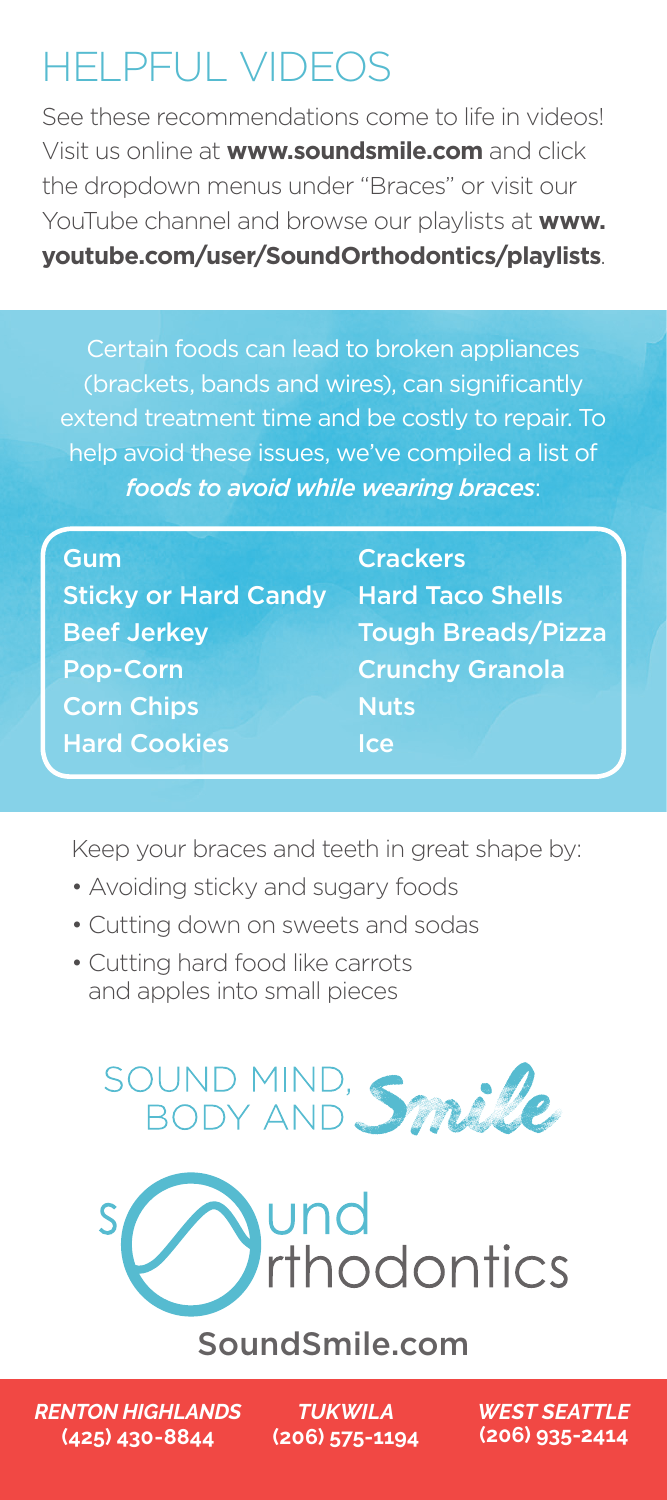# HELPFUL VIDEOS

See these recommendations come to life in videos! Visit us online at **www.soundsmile.com** and click the dropdown menus under "Braces" or visit our YouTube channel and browse our playlists at **www.youtube.com/user/SoundOrthodontics/playlists**.

Certain foods can lead to broken appliances (brackets, bands and wires), can significantly extend treatment time and be costly to repair. To help avoid these issues, we've compiled a list of *foods to avoid while wearing braces*:

| | |
|---|---|
| Gum | Crackers |
| Sticky or Hard Candy | Hard Taco Shells |
| Beef Jerkey | Tough Breads/Pizza |
| Pop-Corn | Crunchy Granola |
| Corn Chips | Nuts |
| Hard Cookies | Ice |

Keep your braces and teeth in great shape by:

- Avoiding sticky and sugary foods
- Cutting down on sweets and sodas
- Cutting hard food like carrots and apples into small pieces

SOUND MIND, BODY AND Smile

Sound Orthodontics

SoundSmile.com

***RENTON HIGHLANDS*** **(425) 430-8844**

***TUKWILA*** **(206) 575-1194**

***WEST SEATTLE*** **(206) 935-2414**